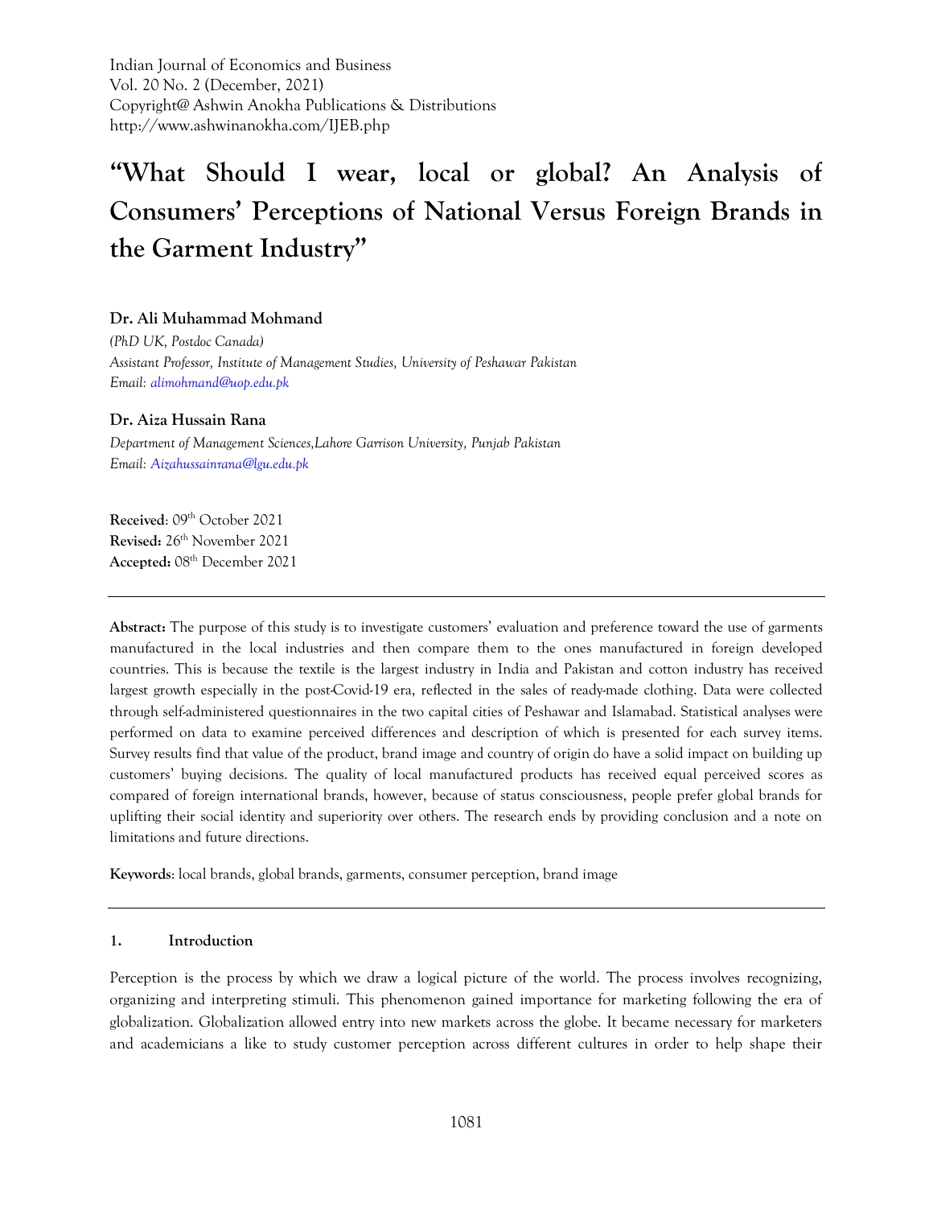Indian Journal of Economics and Business
Vol. 20 No. 2 (December, 2021)
Copyright@ Ashwin Anokha Publications & Distributions
http://www.ashwinanokha.com/IJEB.php

# "What Should I wear, local or global? An Analysis of Consumers' Perceptions of National Versus Foreign Brands in the Garment Industry"

**Dr. Ali Muhammad Mohmand**

*(PhD UK, Postdoc Canada)*
*Assistant Professor, Institute of Management Studies, University of Peshawar Pakistan*
*Email: alimohmand@uop.edu.pk*

**Dr. Aiza Hussain Rana**

*Department of Management Sciences,Lahore Garrison University, Punjab Pakistan*
*Email: Aizahussainrana@lgu.edu.pk*

**Received**: 09th October 2021
**Revised:** 26th November 2021
**Accepted:** 08th December 2021

---

**Abstract:** The purpose of this study is to investigate customers' evaluation and preference toward the use of garments manufactured in the local industries and then compare them to the ones manufactured in foreign developed countries. This is because the textile is the largest industry in India and Pakistan and cotton industry has received largest growth especially in the post-Covid-19 era, reflected in the sales of ready-made clothing. Data were collected through self-administered questionnaires in the two capital cities of Peshawar and Islamabad. Statistical analyses were performed on data to examine perceived differences and description of which is presented for each survey items. Survey results find that value of the product, brand image and country of origin do have a solid impact on building up customers' buying decisions. The quality of local manufactured products has received equal perceived scores as compared of foreign international brands, however, because of status consciousness, people prefer global brands for uplifting their social identity and superiority over others. The research ends by providing conclusion and a note on limitations and future directions.

**Keywords**: local brands, global brands, garments, consumer perception, brand image

---

## 1. Introduction

Perception is the process by which we draw a logical picture of the world. The process involves recognizing, organizing and interpreting stimuli. This phenomenon gained importance for marketing following the era of globalization. Globalization allowed entry into new markets across the globe. It became necessary for marketers and academicians a like to study customer perception across different cultures in order to help shape their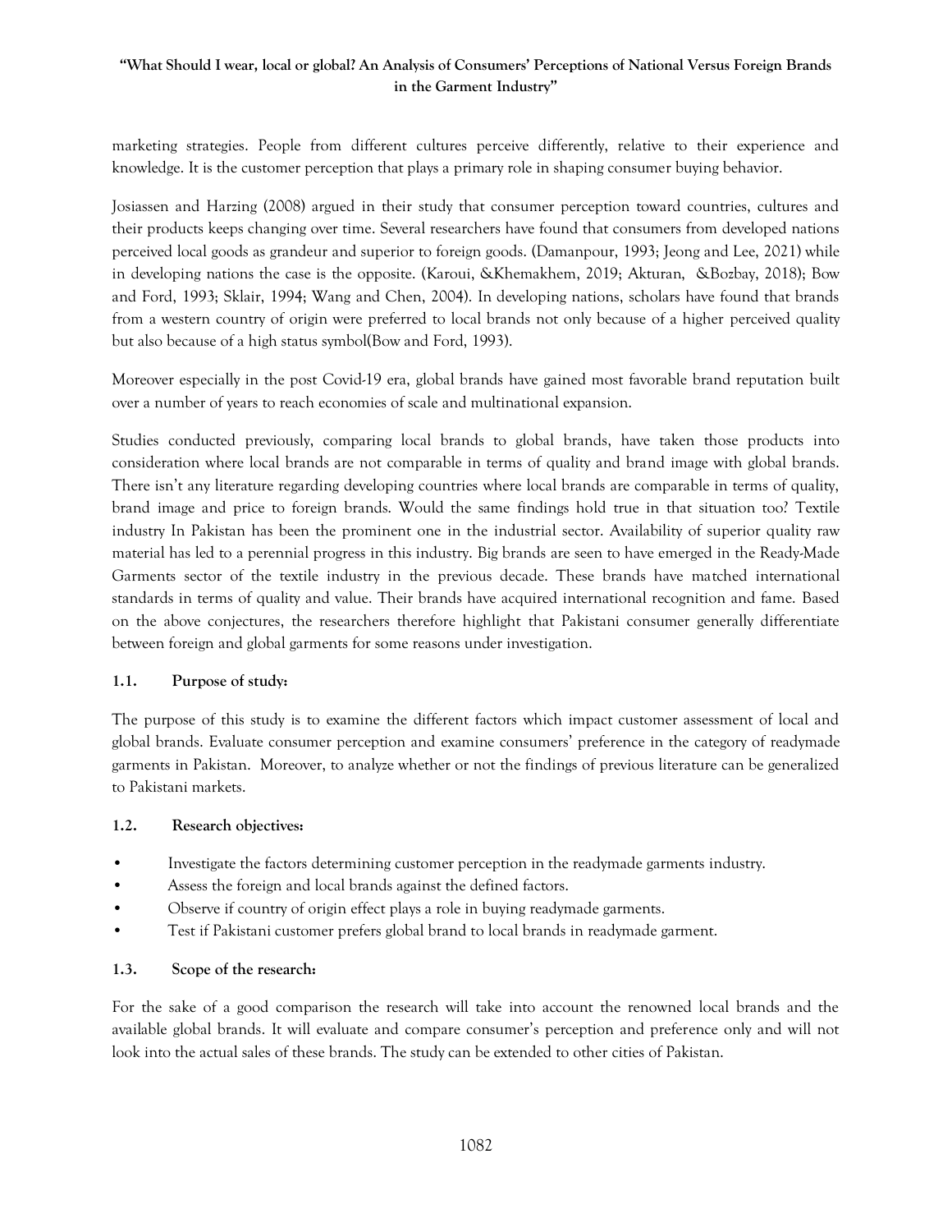marketing strategies. People from different cultures perceive differently, relative to their experience and knowledge. It is the customer perception that plays a primary role in shaping consumer buying behavior.

Josiassen and Harzing (2008) argued in their study that consumer perception toward countries, cultures and their products keeps changing over time. Several researchers have found that consumers from developed nations perceived local goods as grandeur and superior to foreign goods. (Damanpour, 1993; Jeong and Lee, 2021) while in developing nations the case is the opposite. (Karoui, &Khemakhem, 2019; Akturan, &Bozbay, 2018); Bow and Ford, 1993; Sklair, 1994; Wang and Chen, 2004). In developing nations, scholars have found that brands from a western country of origin were preferred to local brands not only because of a higher perceived quality but also because of a high status symbol(Bow and Ford, 1993).

Moreover especially in the post Covid-19 era, global brands have gained most favorable brand reputation built over a number of years to reach economies of scale and multinational expansion.

Studies conducted previously, comparing local brands to global brands, have taken those products into consideration where local brands are not comparable in terms of quality and brand image with global brands. There isn't any literature regarding developing countries where local brands are comparable in terms of quality, brand image and price to foreign brands. Would the same findings hold true in that situation too? Textile industry In Pakistan has been the prominent one in the industrial sector. Availability of superior quality raw material has led to a perennial progress in this industry. Big brands are seen to have emerged in the Ready-Made Garments sector of the textile industry in the previous decade. These brands have matched international standards in terms of quality and value. Their brands have acquired international recognition and fame. Based on the above conjectures, the researchers therefore highlight that Pakistani consumer generally differentiate between foreign and global garments for some reasons under investigation.

### 1.1. Purpose of study:

The purpose of this study is to examine the different factors which impact customer assessment of local and global brands. Evaluate consumer perception and examine consumers' preference in the category of readymade garments in Pakistan. Moreover, to analyze whether or not the findings of previous literature can be generalized to Pakistani markets.

### 1.2. Research objectives:

- Investigate the factors determining customer perception in the readymade garments industry.
- Assess the foreign and local brands against the defined factors.
- Observe if country of origin effect plays a role in buying readymade garments.
- Test if Pakistani customer prefers global brand to local brands in readymade garment.

### 1.3. Scope of the research:

For the sake of a good comparison the research will take into account the renowned local brands and the available global brands. It will evaluate and compare consumer's perception and preference only and will not look into the actual sales of these brands. The study can be extended to other cities of Pakistan.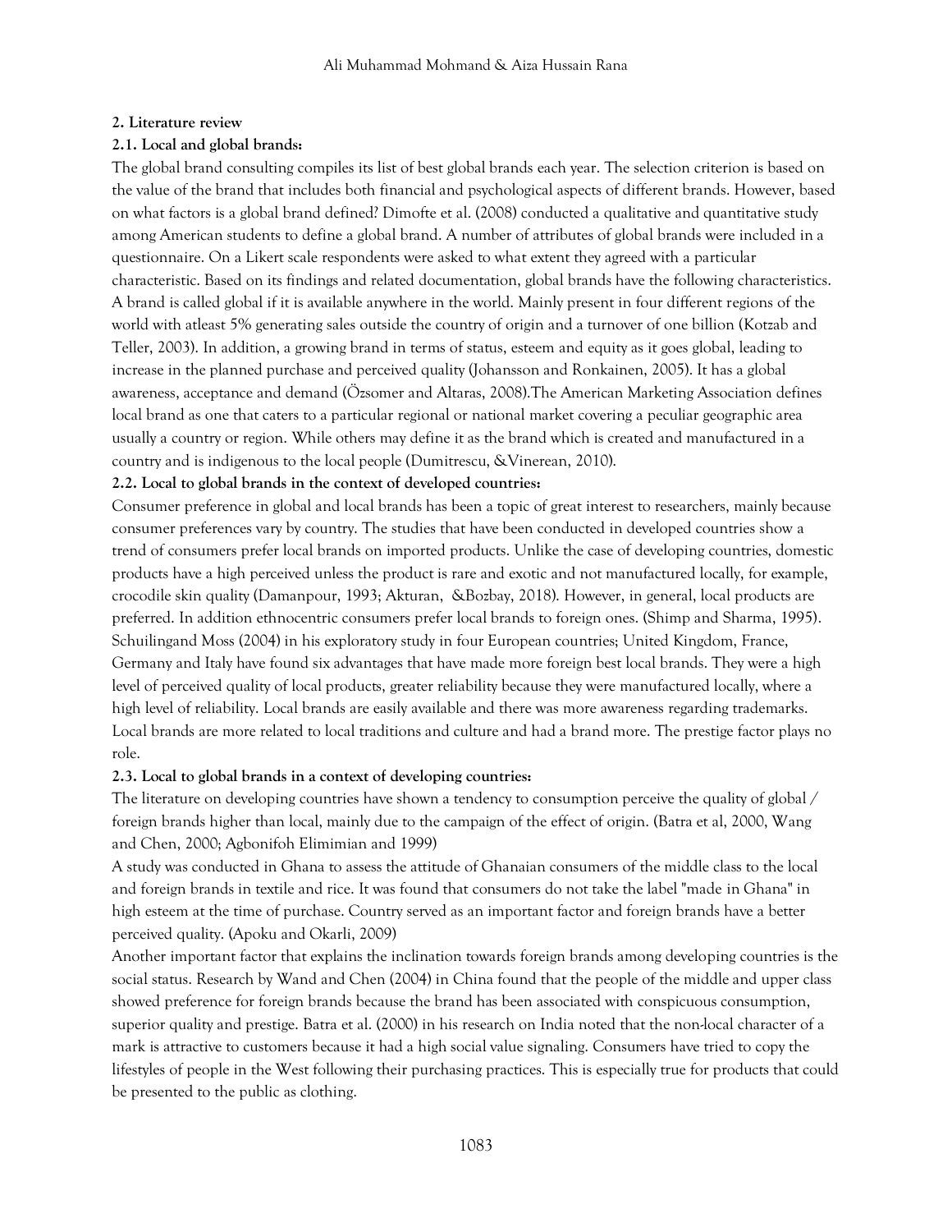## 2. Literature review

### 2.1. Local and global brands:

The global brand consulting compiles its list of best global brands each year. The selection criterion is based on the value of the brand that includes both financial and psychological aspects of different brands. However, based on what factors is a global brand defined? Dimofte et al. (2008) conducted a qualitative and quantitative study among American students to define a global brand. A number of attributes of global brands were included in a questionnaire. On a Likert scale respondents were asked to what extent they agreed with a particular characteristic. Based on its findings and related documentation, global brands have the following characteristics. A brand is called global if it is available anywhere in the world. Mainly present in four different regions of the world with atleast 5% generating sales outside the country of origin and a turnover of one billion (Kotzab and Teller, 2003). In addition, a growing brand in terms of status, esteem and equity as it goes global, leading to increase in the planned purchase and perceived quality (Johansson and Ronkainen, 2005). It has a global awareness, acceptance and demand (Özsomer and Altaras, 2008).The American Marketing Association defines local brand as one that caters to a particular regional or national market covering a peculiar geographic area usually a country or region. While others may define it as the brand which is created and manufactured in a country and is indigenous to the local people (Dumitrescu, &Vinerean, 2010).

### 2.2. Local to global brands in the context of developed countries:

Consumer preference in global and local brands has been a topic of great interest to researchers, mainly because consumer preferences vary by country. The studies that have been conducted in developed countries show a trend of consumers prefer local brands on imported products. Unlike the case of developing countries, domestic products have a high perceived unless the product is rare and exotic and not manufactured locally, for example, crocodile skin quality (Damanpour, 1993; Akturan, &Bozbay, 2018). However, in general, local products are preferred. In addition ethnocentric consumers prefer local brands to foreign ones. (Shimp and Sharma, 1995). Schuilingand Moss (2004) in his exploratory study in four European countries; United Kingdom, France, Germany and Italy have found six advantages that have made more foreign best local brands. They were a high level of perceived quality of local products, greater reliability because they were manufactured locally, where a high level of reliability. Local brands are easily available and there was more awareness regarding trademarks. Local brands are more related to local traditions and culture and had a brand more. The prestige factor plays no role.

### 2.3. Local to global brands in a context of developing countries:

The literature on developing countries have shown a tendency to consumption perceive the quality of global / foreign brands higher than local, mainly due to the campaign of the effect of origin. (Batra et al, 2000, Wang and Chen, 2000; Agbonifoh Elimimian and 1999)

A study was conducted in Ghana to assess the attitude of Ghanaian consumers of the middle class to the local and foreign brands in textile and rice. It was found that consumers do not take the label "made in Ghana" in high esteem at the time of purchase. Country served as an important factor and foreign brands have a better perceived quality. (Apoku and Okarli, 2009)

Another important factor that explains the inclination towards foreign brands among developing countries is the social status. Research by Wand and Chen (2004) in China found that the people of the middle and upper class showed preference for foreign brands because the brand has been associated with conspicuous consumption, superior quality and prestige. Batra et al. (2000) in his research on India noted that the non-local character of a mark is attractive to customers because it had a high social value signaling. Consumers have tried to copy the lifestyles of people in the West following their purchasing practices. This is especially true for products that could be presented to the public as clothing.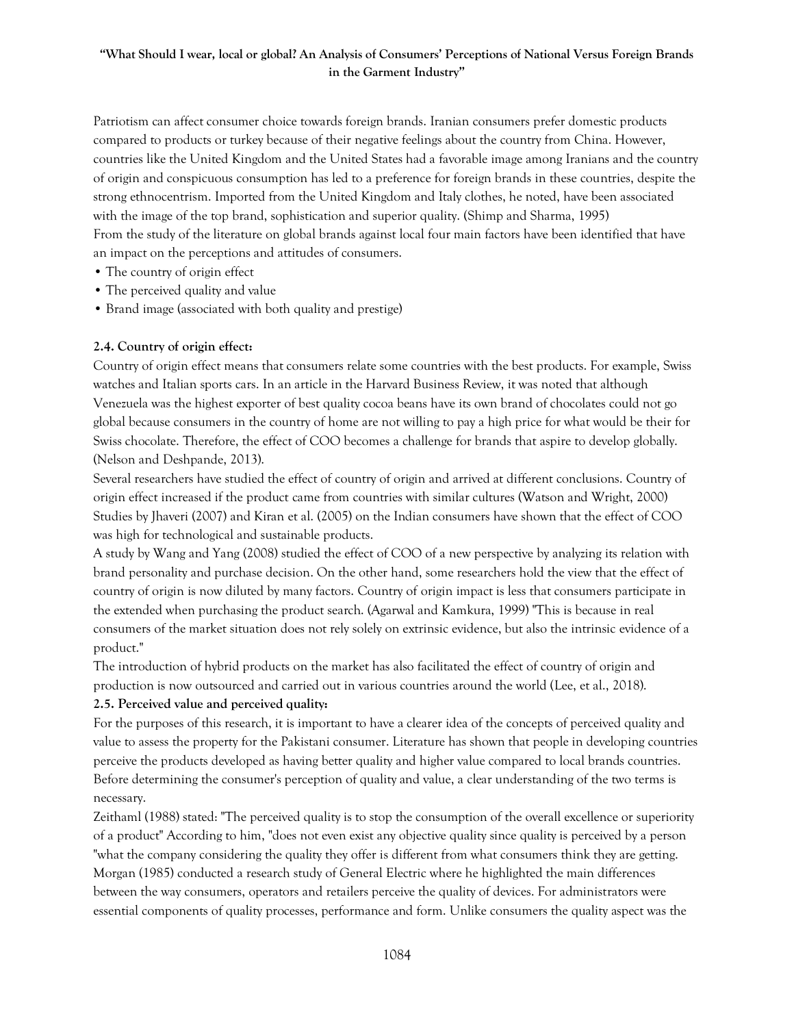Patriotism can affect consumer choice towards foreign brands. Iranian consumers prefer domestic products compared to products or turkey because of their negative feelings about the country from China. However, countries like the United Kingdom and the United States had a favorable image among Iranians and the country of origin and conspicuous consumption has led to a preference for foreign brands in these countries, despite the strong ethnocentrism. Imported from the United Kingdom and Italy clothes, he noted, have been associated with the image of the top brand, sophistication and superior quality. (Shimp and Sharma, 1995)
From the study of the literature on global brands against local four main factors have been identified that have an impact on the perceptions and attitudes of consumers.

- The country of origin effect
- The perceived quality and value
- Brand image (associated with both quality and prestige)

**2.4. Country of origin effect:**

Country of origin effect means that consumers relate some countries with the best products. For example, Swiss watches and Italian sports cars. In an article in the Harvard Business Review, it was noted that although Venezuela was the highest exporter of best quality cocoa beans have its own brand of chocolates could not go global because consumers in the country of home are not willing to pay a high price for what would be their for Swiss chocolate. Therefore, the effect of COO becomes a challenge for brands that aspire to develop globally. (Nelson and Deshpande, 2013).
Several researchers have studied the effect of country of origin and arrived at different conclusions. Country of origin effect increased if the product came from countries with similar cultures (Watson and Wright, 2000) Studies by Jhaveri (2007) and Kiran et al. (2005) on the Indian consumers have shown that the effect of COO was high for technological and sustainable products.
A study by Wang and Yang (2008) studied the effect of COO of a new perspective by analyzing its relation with brand personality and purchase decision. On the other hand, some researchers hold the view that the effect of country of origin is now diluted by many factors. Country of origin impact is less that consumers participate in the extended when purchasing the product search. (Agarwal and Kamkura, 1999) "This is because in real consumers of the market situation does not rely solely on extrinsic evidence, but also the intrinsic evidence of a product."
The introduction of hybrid products on the market has also facilitated the effect of country of origin and production is now outsourced and carried out in various countries around the world (Lee, et al., 2018).

**2.5. Perceived value and perceived quality:**

For the purposes of this research, it is important to have a clearer idea of the concepts of perceived quality and value to assess the property for the Pakistani consumer. Literature has shown that people in developing countries perceive the products developed as having better quality and higher value compared to local brands countries. Before determining the consumer's perception of quality and value, a clear understanding of the two terms is necessary.
Zeithaml (1988) stated: "The perceived quality is to stop the consumption of the overall excellence or superiority of a product" According to him, "does not even exist any objective quality since quality is perceived by a person "what the company considering the quality they offer is different from what consumers think they are getting. Morgan (1985) conducted a research study of General Electric where he highlighted the main differences between the way consumers, operators and retailers perceive the quality of devices. For administrators were essential components of quality processes, performance and form. Unlike consumers the quality aspect was the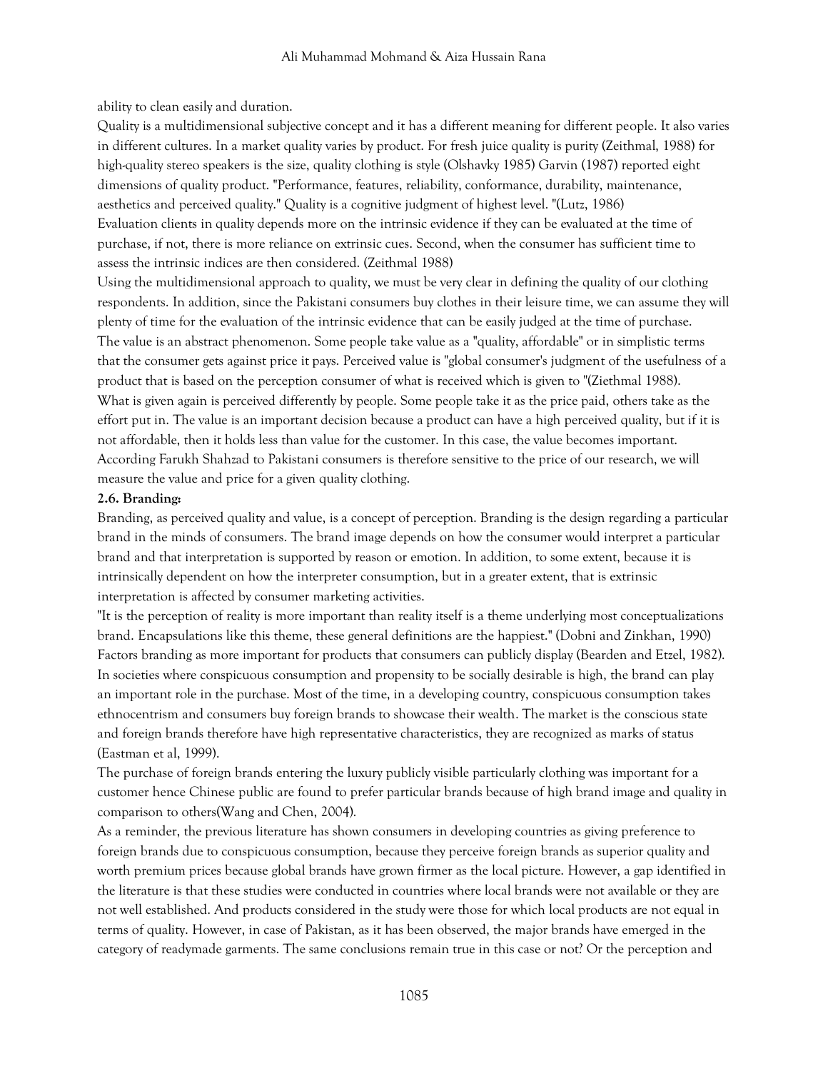ability to clean easily and duration.

Quality is a multidimensional subjective concept and it has a different meaning for different people. It also varies in different cultures. In a market quality varies by product. For fresh juice quality is purity (Zeithmal, 1988) for high-quality stereo speakers is the size, quality clothing is style (Olshavky 1985) Garvin (1987) reported eight dimensions of quality product. "Performance, features, reliability, conformance, durability, maintenance, aesthetics and perceived quality." Quality is a cognitive judgment of highest level. "(Lutz, 1986)

Evaluation clients in quality depends more on the intrinsic evidence if they can be evaluated at the time of purchase, if not, there is more reliance on extrinsic cues. Second, when the consumer has sufficient time to assess the intrinsic indices are then considered. (Zeithmal 1988)

Using the multidimensional approach to quality, we must be very clear in defining the quality of our clothing respondents. In addition, since the Pakistani consumers buy clothes in their leisure time, we can assume they will plenty of time for the evaluation of the intrinsic evidence that can be easily judged at the time of purchase.

The value is an abstract phenomenon. Some people take value as a "quality, affordable" or in simplistic terms that the consumer gets against price it pays. Perceived value is "global consumer's judgment of the usefulness of a product that is based on the perception consumer of what is received which is given to "(Ziethmal 1988).

What is given again is perceived differently by people. Some people take it as the price paid, others take as the effort put in. The value is an important decision because a product can have a high perceived quality, but if it is not affordable, then it holds less than value for the customer. In this case, the value becomes important. According Farukh Shahzad to Pakistani consumers is therefore sensitive to the price of our research, we will measure the value and price for a given quality clothing.

**2.6. Branding:**

Branding, as perceived quality and value, is a concept of perception. Branding is the design regarding a particular brand in the minds of consumers. The brand image depends on how the consumer would interpret a particular brand and that interpretation is supported by reason or emotion. In addition, to some extent, because it is intrinsically dependent on how the interpreter consumption, but in a greater extent, that is extrinsic interpretation is affected by consumer marketing activities.

"It is the perception of reality is more important than reality itself is a theme underlying most conceptualizations brand. Encapsulations like this theme, these general definitions are the happiest." (Dobni and Zinkhan, 1990)

Factors branding as more important for products that consumers can publicly display (Bearden and Etzel, 1982). In societies where conspicuous consumption and propensity to be socially desirable is high, the brand can play an important role in the purchase. Most of the time, in a developing country, conspicuous consumption takes ethnocentrism and consumers buy foreign brands to showcase their wealth. The market is the conscious state and foreign brands therefore have high representative characteristics, they are recognized as marks of status (Eastman et al, 1999).

The purchase of foreign brands entering the luxury publicly visible particularly clothing was important for a customer hence Chinese public are found to prefer particular brands because of high brand image and quality in comparison to others(Wang and Chen, 2004).

As a reminder, the previous literature has shown consumers in developing countries as giving preference to foreign brands due to conspicuous consumption, because they perceive foreign brands as superior quality and worth premium prices because global brands have grown firmer as the local picture. However, a gap identified in the literature is that these studies were conducted in countries where local brands were not available or they are not well established. And products considered in the study were those for which local products are not equal in terms of quality. However, in case of Pakistan, as it has been observed, the major brands have emerged in the category of readymade garments. The same conclusions remain true in this case or not? Or the perception and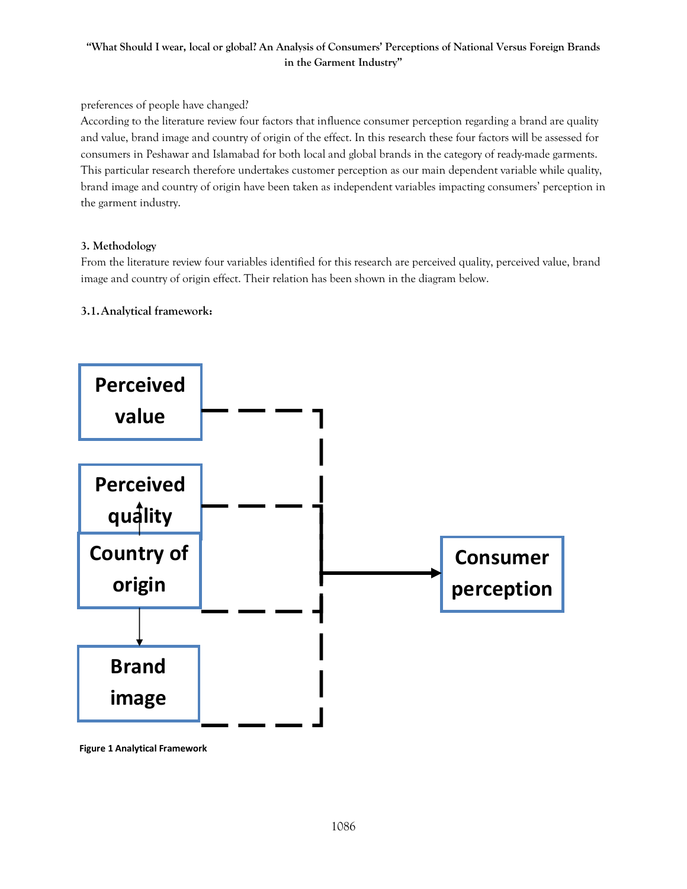preferences of people have changed?

According to the literature review four factors that influence consumer perception regarding a brand are quality and value, brand image and country of origin of the effect. In this research these four factors will be assessed for consumers in Peshawar and Islamabad for both local and global brands in the category of ready-made garments. This particular research therefore undertakes customer perception as our main dependent variable while quality, brand image and country of origin have been taken as independent variables impacting consumers' perception in the garment industry.

### 3. Methodology

From the literature review four variables identified for this research are perceived quality, perceived value, brand image and country of origin effect. Their relation has been shown in the diagram below.

#### 3.1. Analytical framework:

Perceived value

Perceived quality

Country of origin

Brand image

Consumer perception

**Figure 1 Analytical Framework**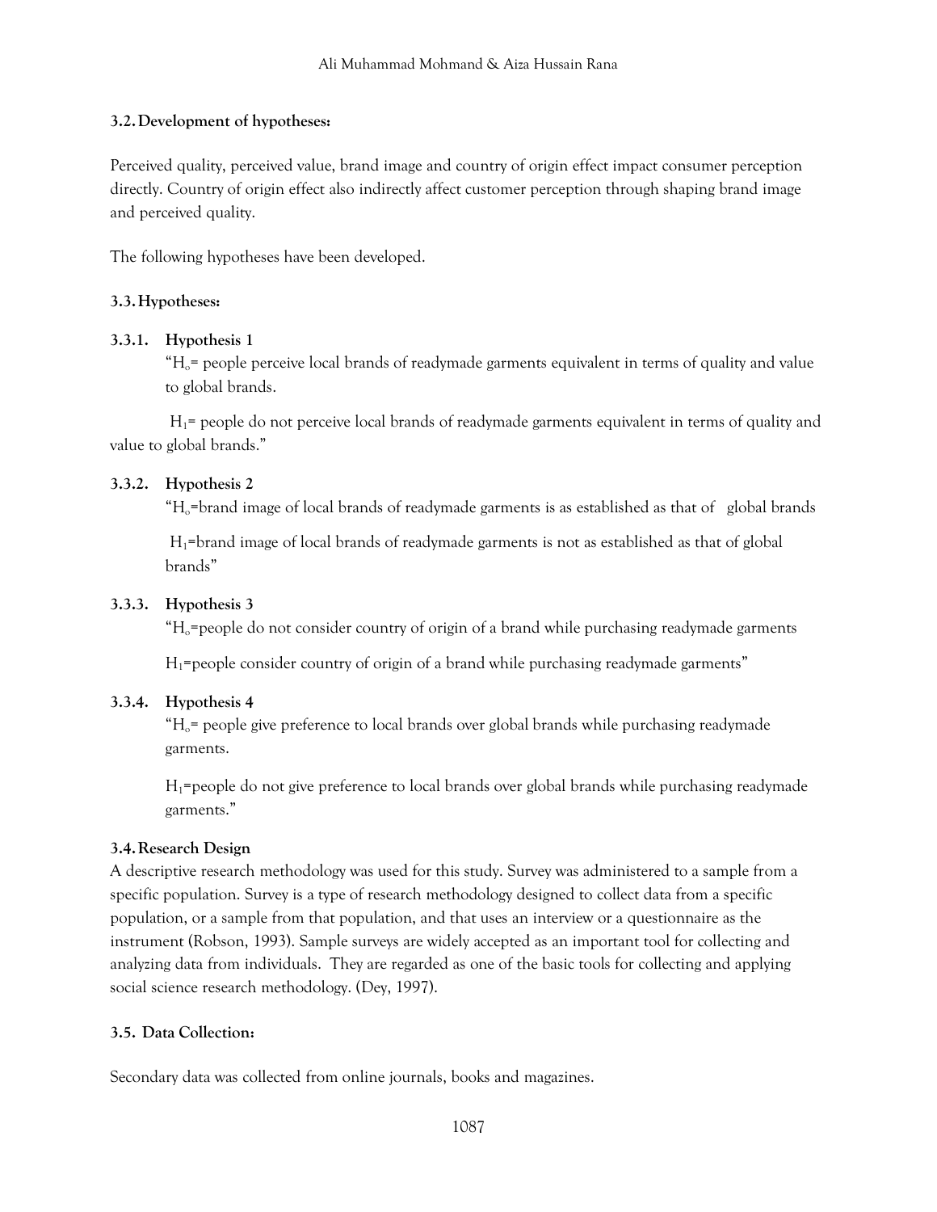### 3.2. Development of hypotheses:

Perceived quality, perceived value, brand image and country of origin effect impact consumer perception directly. Country of origin effect also indirectly affect customer perception through shaping brand image and perceived quality.

The following hypotheses have been developed.

### 3.3. Hypotheses:

#### 3.3.1. Hypothesis 1

"$H_o$= people perceive local brands of readymade garments equivalent in terms of quality and value to global brands.

$H_1$= people do not perceive local brands of readymade garments equivalent in terms of quality and value to global brands."

#### 3.3.2. Hypothesis 2

"$H_o$=brand image of local brands of readymade garments is as established as that of global brands

$H_1$=brand image of local brands of readymade garments is not as established as that of global brands"

#### 3.3.3. Hypothesis 3

"$H_o$=people do not consider country of origin of a brand while purchasing readymade garments

$H_1$=people consider country of origin of a brand while purchasing readymade garments"

#### 3.3.4. Hypothesis 4

"$H_o$= people give preference to local brands over global brands while purchasing readymade garments.

$H_1$=people do not give preference to local brands over global brands while purchasing readymade garments."

### 3.4. Research Design

A descriptive research methodology was used for this study. Survey was administered to a sample from a specific population. Survey is a type of research methodology designed to collect data from a specific population, or a sample from that population, and that uses an interview or a questionnaire as the instrument (Robson, 1993). Sample surveys are widely accepted as an important tool for collecting and analyzing data from individuals. They are regarded as one of the basic tools for collecting and applying social science research methodology. (Dey, 1997).

### 3.5. Data Collection:

Secondary data was collected from online journals, books and magazines.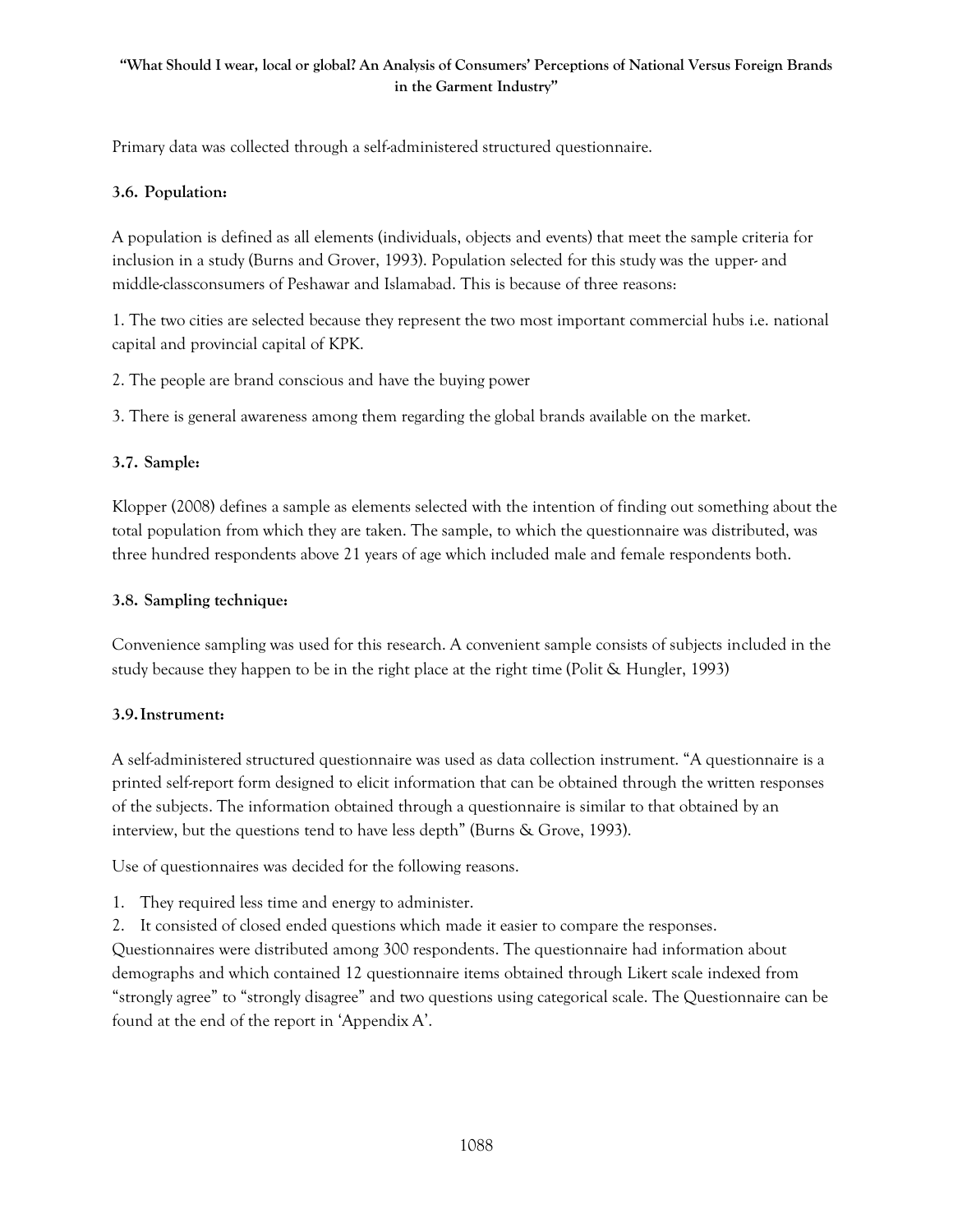Primary data was collected through a self-administered structured questionnaire.

### 3.6. Population:

A population is defined as all elements (individuals, objects and events) that meet the sample criteria for inclusion in a study (Burns and Grover, 1993). Population selected for this study was the upper- and middle-classconsumers of Peshawar and Islamabad. This is because of three reasons:

1. The two cities are selected because they represent the two most important commercial hubs i.e. national capital and provincial capital of KPK.

2. The people are brand conscious and have the buying power

3. There is general awareness among them regarding the global brands available on the market.

### 3.7. Sample:

Klopper (2008) defines a sample as elements selected with the intention of finding out something about the total population from which they are taken. The sample, to which the questionnaire was distributed, was three hundred respondents above 21 years of age which included male and female respondents both.

### 3.8. Sampling technique:

Convenience sampling was used for this research. A convenient sample consists of subjects included in the study because they happen to be in the right place at the right time (Polit & Hungler, 1993)

### 3.9. Instrument:

A self-administered structured questionnaire was used as data collection instrument. "A questionnaire is a printed self-report form designed to elicit information that can be obtained through the written responses of the subjects. The information obtained through a questionnaire is similar to that obtained by an interview, but the questions tend to have less depth" (Burns & Grove, 1993).

Use of questionnaires was decided for the following reasons.

1. They required less time and energy to administer.
2. It consisted of closed ended questions which made it easier to compare the responses.

Questionnaires were distributed among 300 respondents. The questionnaire had information about demographs and which contained 12 questionnaire items obtained through Likert scale indexed from "strongly agree" to "strongly disagree" and two questions using categorical scale. The Questionnaire can be found at the end of the report in 'Appendix A'.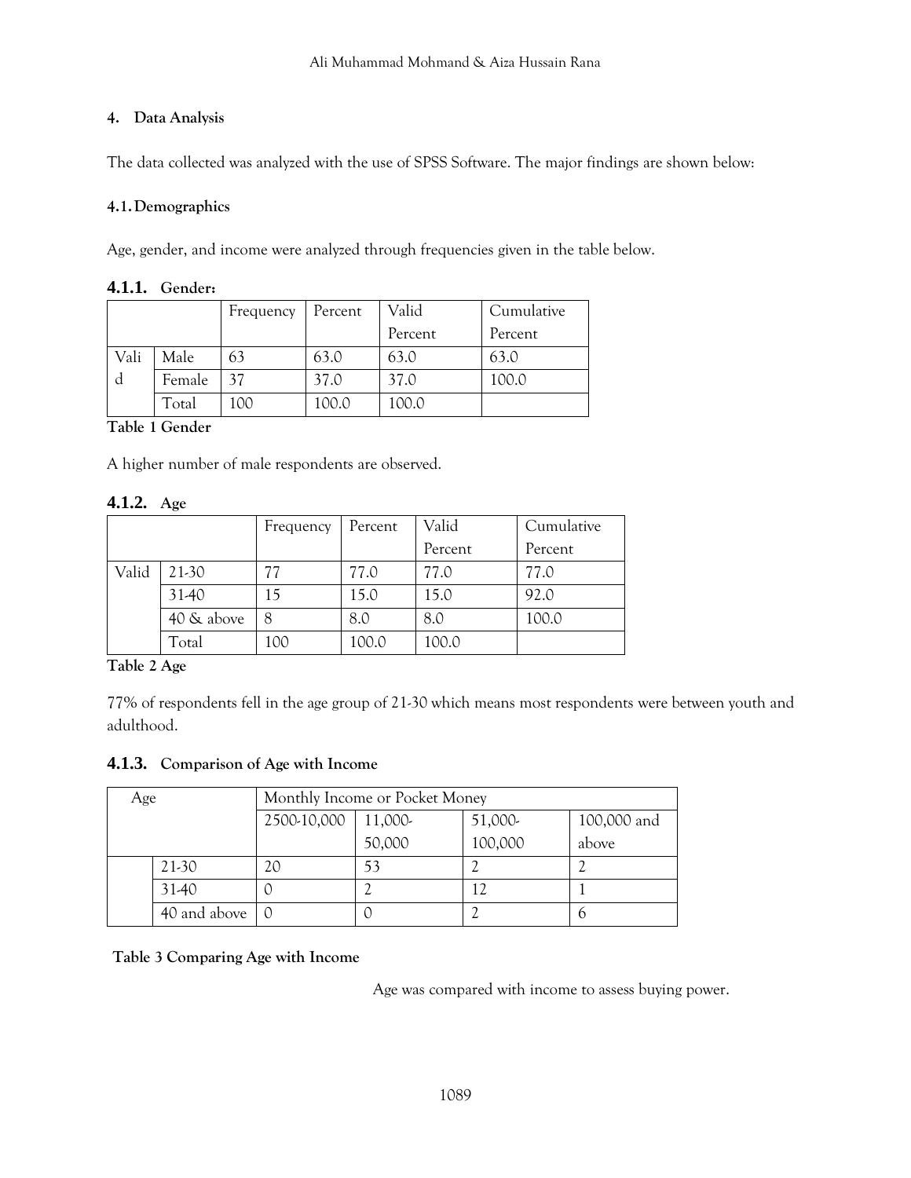## 4. Data Analysis

The data collected was analyzed with the use of SPSS Software. The major findings are shown below:

### 4.1. Demographics

Age, gender, and income were analyzed through frequencies given in the table below.

#### 4.1.1. Gender:

| | | Frequency | Percent | Valid Percent | Cumulative Percent |
|---|---|---|---|---|---|
| Valid | Male | 63 | 63.0 | 63.0 | 63.0 |
| | Female | 37 | 37.0 | 37.0 | 100.0 |
| | Total | 100 | 100.0 | 100.0 | |

**Table 1 Gender**

A higher number of male respondents are observed.

#### 4.1.2. Age

| | | Frequency | Percent | Valid Percent | Cumulative Percent |
|---|---|---|---|---|---|
| Valid | 21-30 | 77 | 77.0 | 77.0 | 77.0 |
| | 31-40 | 15 | 15.0 | 15.0 | 92.0 |
| | 40 & above | 8 | 8.0 | 8.0 | 100.0 |
| | Total | 100 | 100.0 | 100.0 | |

**Table 2 Age**

77% of respondents fell in the age group of 21-30 which means most respondents were between youth and adulthood.

#### 4.1.3. Comparison of Age with Income

| Age | | Monthly Income or Pocket Money | | | |
|---|---|---|---|---|---|
| | | 2500-10,000 | 11,000-50,000 | 51,000-100,000 | 100,000 and above |
| | 21-30 | 20 | 53 | 2 | 2 |
| | 31-40 | 0 | 2 | 12 | 1 |
| | 40 and above | 0 | 0 | 2 | 6 |

**Table 3 Comparing Age with Income**

Age was compared with income to assess buying power.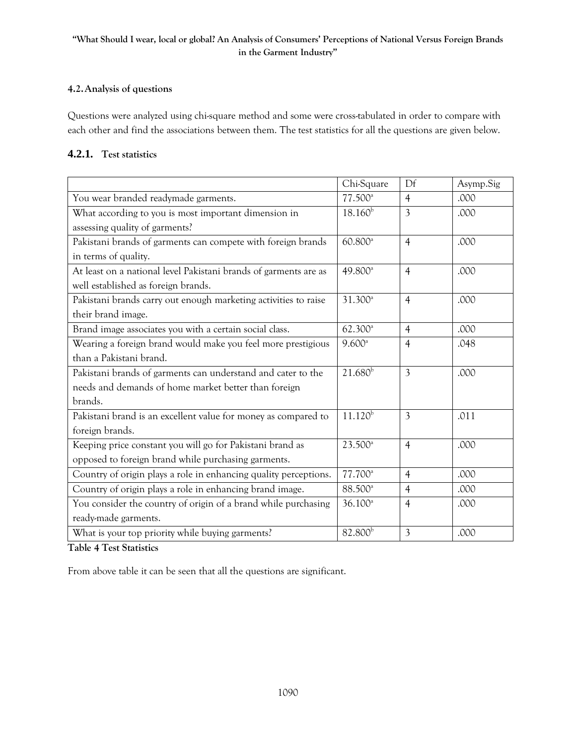## 4.2. Analysis of questions

Questions were analyzed using chi-square method and some were cross-tabulated in order to compare with each other and find the associations between them. The test statistics for all the questions are given below.

### 4.2.1. Test statistics

| | Chi-Square | Df | Asymp.Sig |
|---|---|---|---|
| You wear branded readymade garments. | 77.500[a] | 4 | .000 |
| What according to you is most important dimension in assessing quality of garments? | 18.160[b] | 3 | .000 |
| Pakistani brands of garments can compete with foreign brands in terms of quality. | 60.800[a] | 4 | .000 |
| At least on a national level Pakistani brands of garments are as well established as foreign brands. | 49.800[a] | 4 | .000 |
| Pakistani brands carry out enough marketing activities to raise their brand image. | 31.300[a] | 4 | .000 |
| Brand image associates you with a certain social class. | 62.300[a] | 4 | .000 |
| Wearing a foreign brand would make you feel more prestigious than a Pakistani brand. | 9.600[a] | 4 | .048 |
| Pakistani brands of garments can understand and cater to the needs and demands of home market better than foreign brands. | 21.680[b] | 3 | .000 |
| Pakistani brand is an excellent value for money as compared to foreign brands. | 11.120[b] | 3 | .011 |
| Keeping price constant you will go for Pakistani brand as opposed to foreign brand while purchasing garments. | 23.500[a] | 4 | .000 |
| Country of origin plays a role in enhancing quality perceptions. | 77.700[a] | 4 | .000 |
| Country of origin plays a role in enhancing brand image. | 88.500[a] | 4 | .000 |
| You consider the country of origin of a brand while purchasing ready-made garments. | 36.100[a] | 4 | .000 |
| What is your top priority while buying garments? | 82.800[b] | 3 | .000 |

**Table 4 Test Statistics**

From above table it can be seen that all the questions are significant.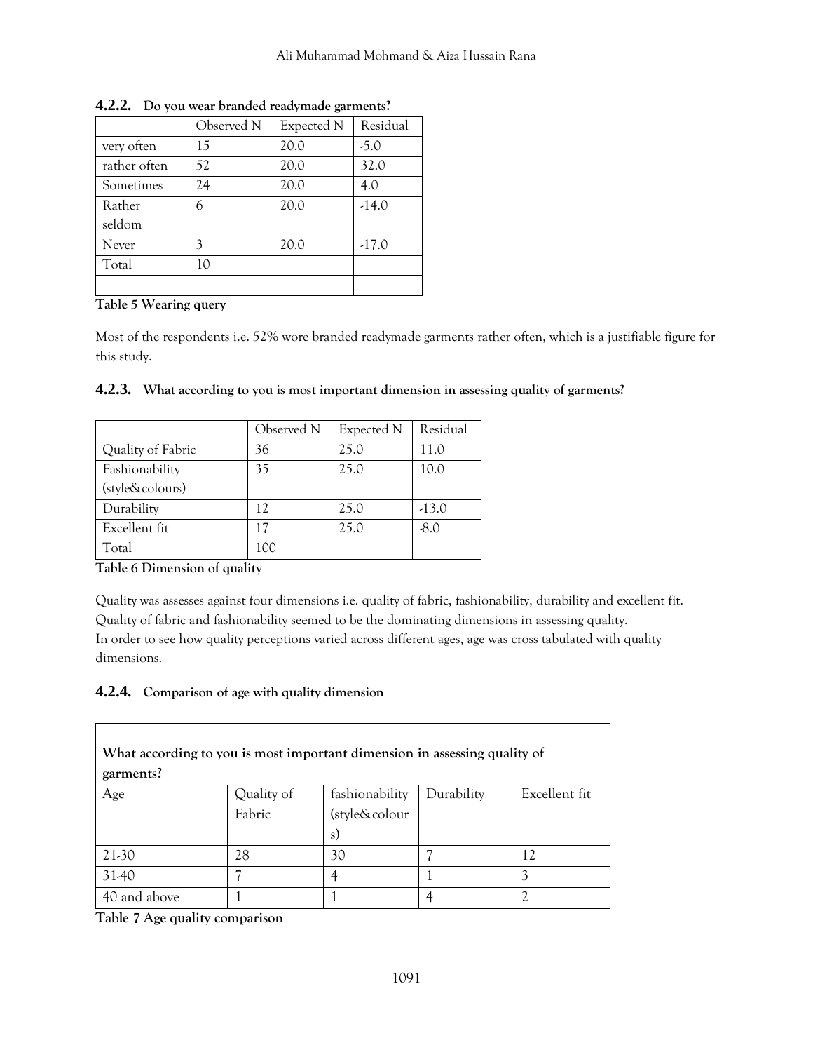### 4.2.2. Do you wear branded readymade garments?

| | Observed N | Expected N | Residual |
|---|---|---|---|
| very often | 15 | 20.0 | -5.0 |
| rather often | 52 | 20.0 | 32.0 |
| Sometimes | 24 | 20.0 | 4.0 |
| Rather seldom | 6 | 20.0 | -14.0 |
| Never | 3 | 20.0 | -17.0 |
| Total | 10 | | |
| | | | |

**Table 5 Wearing query**

Most of the respondents i.e. 52% wore branded readymade garments rather often, which is a justifiable figure for this study.

### 4.2.3. What according to you is most important dimension in assessing quality of garments?

| | Observed N | Expected N | Residual |
|---|---|---|---|
| Quality of Fabric | 36 | 25.0 | 11.0 |
| Fashionability (style&colours) | 35 | 25.0 | 10.0 |
| Durability | 12 | 25.0 | -13.0 |
| Excellent fit | 17 | 25.0 | -8.0 |
| Total | 100 | | |

**Table 6 Dimension of quality**

Quality was assesses against four dimensions i.e. quality of fabric, fashionability, durability and excellent fit. Quality of fabric and fashionability seemed to be the dominating dimensions in assessing quality.
In order to see how quality perceptions varied across different ages, age was cross tabulated with quality dimensions.

### 4.2.4. Comparison of age with quality dimension

| What according to you is most important dimension in assessing quality of garments? | | | | |
|---|---|---|---|---|
| Age | Quality of Fabric | fashionability (style&colours) | Durability | Excellent fit |
| 21-30 | 28 | 30 | 7 | 12 |
| 31-40 | 7 | 4 | 1 | 3 |
| 40 and above | 1 | 1 | 4 | 2 |

**Table 7 Age quality comparison**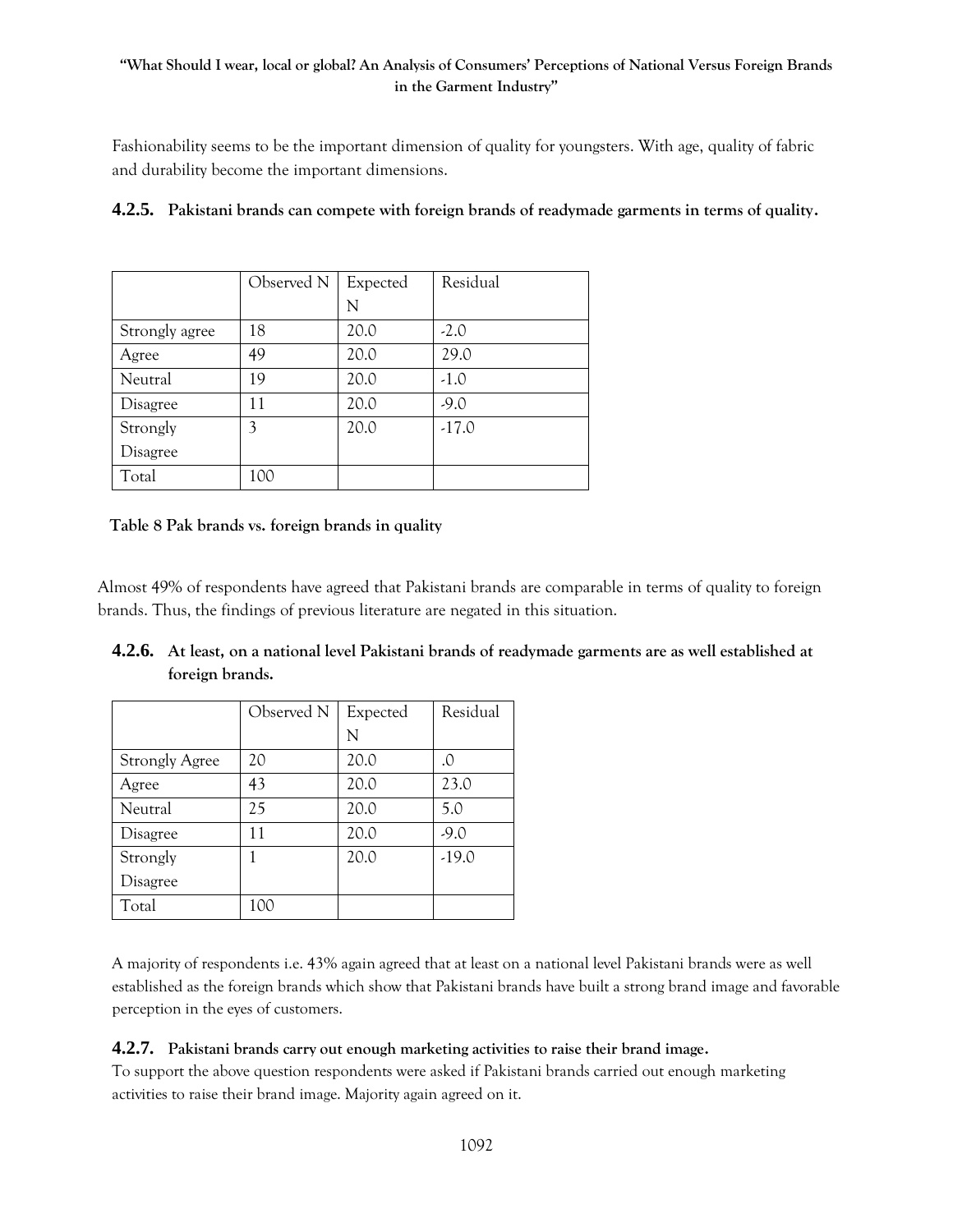Fashionability seems to be the important dimension of quality for youngsters. With age, quality of fabric and durability become the important dimensions.

### 4.2.5. Pakistani brands can compete with foreign brands of readymade garments in terms of quality.

| | Observed N | Expected N | Residual |
|---|---|---|---|
| Strongly agree | 18 | 20.0 | -2.0 |
| Agree | 49 | 20.0 | 29.0 |
| Neutral | 19 | 20.0 | -1.0 |
| Disagree | 11 | 20.0 | -9.0 |
| Strongly Disagree | 3 | 20.0 | -17.0 |
| Total | 100 | | |

**Table 8 Pak brands vs. foreign brands in quality**

Almost 49% of respondents have agreed that Pakistani brands are comparable in terms of quality to foreign brands. Thus, the findings of previous literature are negated in this situation.

### 4.2.6. At least, on a national level Pakistani brands of readymade garments are as well established at foreign brands.

| | Observed N | Expected N | Residual |
|---|---|---|---|
| Strongly Agree | 20 | 20.0 | .0 |
| Agree | 43 | 20.0 | 23.0 |
| Neutral | 25 | 20.0 | 5.0 |
| Disagree | 11 | 20.0 | -9.0 |
| Strongly Disagree | 1 | 20.0 | -19.0 |
| Total | 100 | | |

A majority of respondents i.e. 43% again agreed that at least on a national level Pakistani brands were as well established as the foreign brands which show that Pakistani brands have built a strong brand image and favorable perception in the eyes of customers.

### 4.2.7. Pakistani brands carry out enough marketing activities to raise their brand image.

To support the above question respondents were asked if Pakistani brands carried out enough marketing activities to raise their brand image. Majority again agreed on it.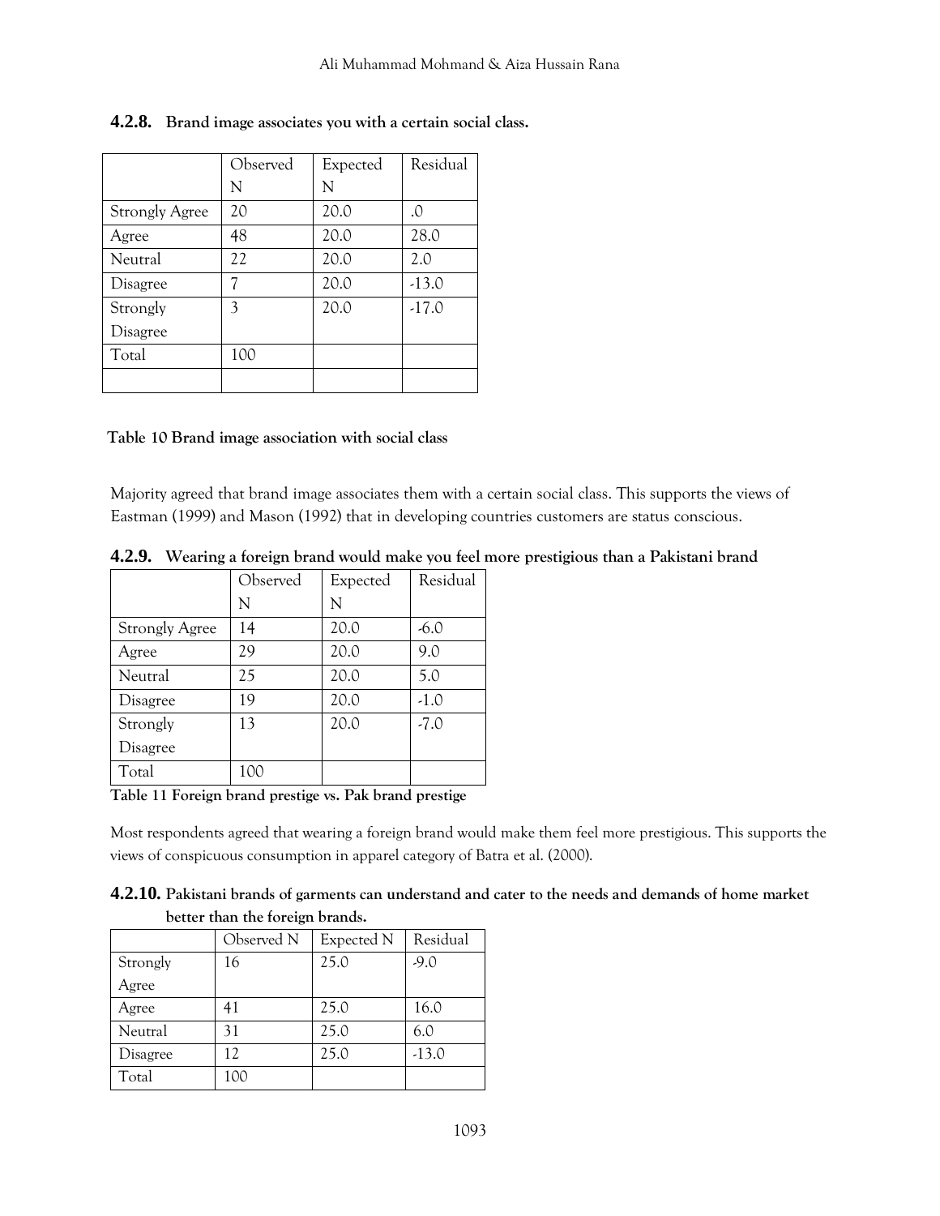#### 4.2.8. Brand image associates you with a certain social class.

| | Observed N | Expected N | Residual |
|---|---|---|---|
| Strongly Agree | 20 | 20.0 | .0 |
| Agree | 48 | 20.0 | 28.0 |
| Neutral | 22 | 20.0 | 2.0 |
| Disagree | 7 | 20.0 | -13.0 |
| Strongly Disagree | 3 | 20.0 | -17.0 |
| Total | 100 | | |
| | | | |

**Table 10 Brand image association with social class**

Majority agreed that brand image associates them with a certain social class. This supports the views of Eastman (1999) and Mason (1992) that in developing countries customers are status conscious.

#### 4.2.9. Wearing a foreign brand would make you feel more prestigious than a Pakistani brand

| | Observed N | Expected N | Residual |
|---|---|---|---|
| Strongly Agree | 14 | 20.0 | -6.0 |
| Agree | 29 | 20.0 | 9.0 |
| Neutral | 25 | 20.0 | 5.0 |
| Disagree | 19 | 20.0 | -1.0 |
| Strongly Disagree | 13 | 20.0 | -7.0 |
| Total | 100 | | |

**Table 11 Foreign brand prestige vs. Pak brand prestige**

Most respondents agreed that wearing a foreign brand would make them feel more prestigious. This supports the views of conspicuous consumption in apparel category of Batra et al. (2000).

#### 4.2.10. Pakistani brands of garments can understand and cater to the needs and demands of home market better than the foreign brands.

| | Observed N | Expected N | Residual |
|---|---|---|---|
| Strongly Agree | 16 | 25.0 | -9.0 |
| Agree | 41 | 25.0 | 16.0 |
| Neutral | 31 | 25.0 | 6.0 |
| Disagree | 12 | 25.0 | -13.0 |
| Total | 100 | | |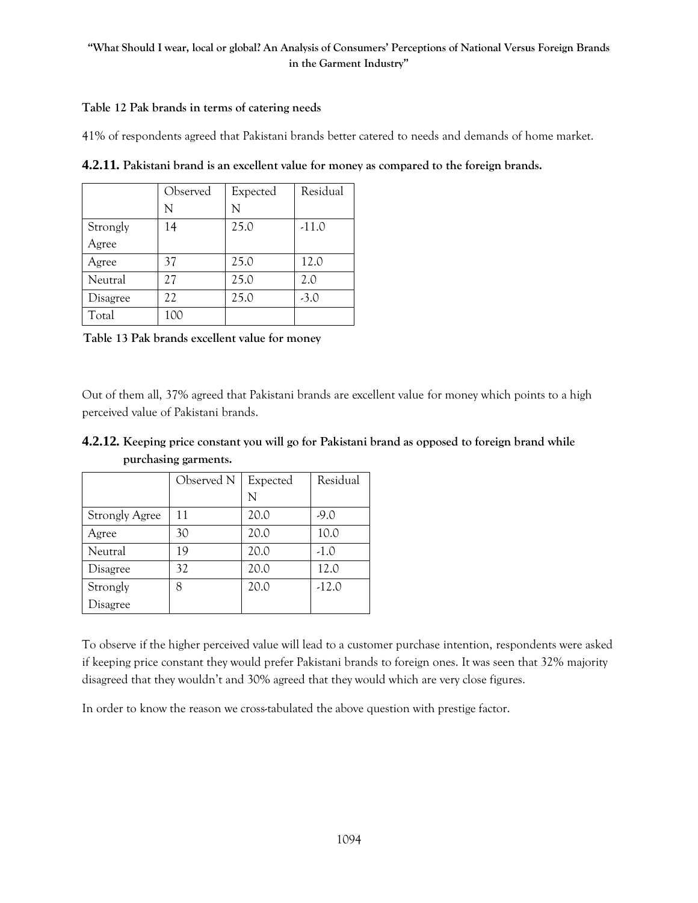**Table 12 Pak brands in terms of catering needs**

41% of respondents agreed that Pakistani brands better catered to needs and demands of home market.

**4.2.11. Pakistani brand is an excellent value for money as compared to the foreign brands.**

| | Observed N | Expected N | Residual |
|---|---|---|---|
| Strongly Agree | 14 | 25.0 | -11.0 |
| Agree | 37 | 25.0 | 12.0 |
| Neutral | 27 | 25.0 | 2.0 |
| Disagree | 22 | 25.0 | -3.0 |
| Total | 100 | | |

**Table 13 Pak brands excellent value for money**

Out of them all, 37% agreed that Pakistani brands are excellent value for money which points to a high perceived value of Pakistani brands.

**4.2.12. Keeping price constant you will go for Pakistani brand as opposed to foreign brand while purchasing garments.**

| | Observed N | Expected N | Residual |
|---|---|---|---|
| Strongly Agree | 11 | 20.0 | -9.0 |
| Agree | 30 | 20.0 | 10.0 |
| Neutral | 19 | 20.0 | -1.0 |
| Disagree | 32 | 20.0 | 12.0 |
| Strongly Disagree | 8 | 20.0 | -12.0 |

To observe if the higher perceived value will lead to a customer purchase intention, respondents were asked if keeping price constant they would prefer Pakistani brands to foreign ones. It was seen that 32% majority disagreed that they wouldn't and 30% agreed that they would which are very close figures.

In order to know the reason we cross-tabulated the above question with prestige factor.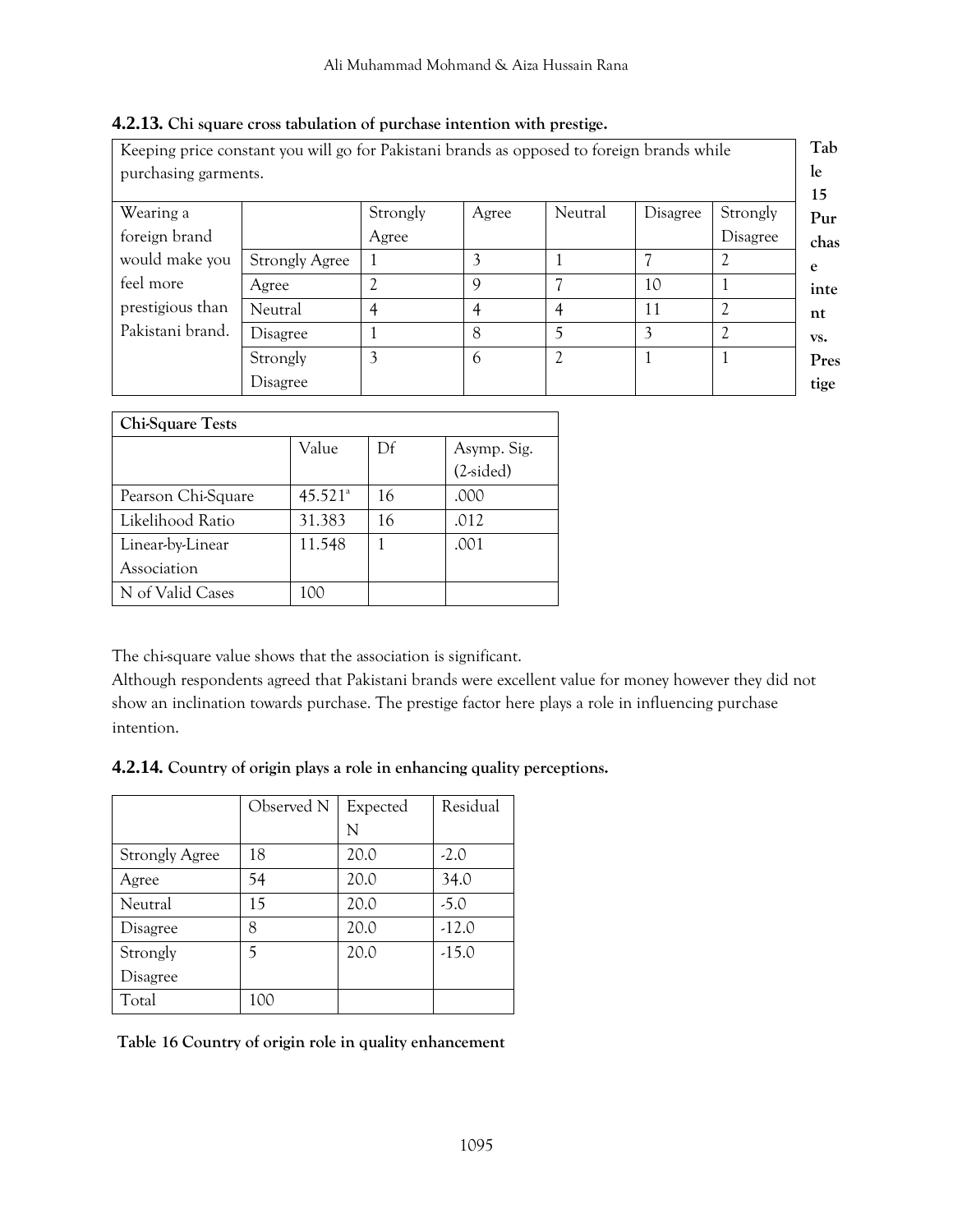**4.2.13. Chi square cross tabulation of purchase intention with prestige.**

| Keeping price constant you will go for Pakistani brands as opposed to foreign brands while purchasing garments. | | | | | | |
|---|---|---|---|---|---|---|
| Wearing a foreign brand would make you feel more prestigious than Pakistani brand. | | Strongly Agree | Agree | Neutral | Disagree | Strongly Disagree |
| | Strongly Agree | 1 | 3 | 1 | 7 | 2 |
| | Agree | 2 | 9 | 7 | 10 | 1 |
| | Neutral | 4 | 4 | 4 | 11 | 2 |
| | Disagree | 1 | 8 | 5 | 3 | 2 |
| | Strongly Disagree | 3 | 6 | 2 | 1 | 1 |

**Table 15 Purchase intent vs. Prestige**

| Chi-Square Tests | | | |
|---|---|---|---|
| | Value | Df | Asymp. Sig. (2-sided) |
| Pearson Chi-Square | 45.521[a] | 16 | .000 |
| Likelihood Ratio | 31.383 | 16 | .012 |
| Linear-by-Linear Association | 11.548 | 1 | .001 |
| N of Valid Cases | 100 | | |

The chi-square value shows that the association is significant.

Although respondents agreed that Pakistani brands were excellent value for money however they did not show an inclination towards purchase. The prestige factor here plays a role in influencing purchase intention.

**4.2.14. Country of origin plays a role in enhancing quality perceptions.**

| | Observed N | Expected N | Residual |
|---|---|---|---|
| Strongly Agree | 18 | 20.0 | -2.0 |
| Agree | 54 | 20.0 | 34.0 |
| Neutral | 15 | 20.0 | -5.0 |
| Disagree | 8 | 20.0 | -12.0 |
| Strongly Disagree | 5 | 20.0 | -15.0 |
| Total | 100 | | |

**Table 16 Country of origin role in quality enhancement**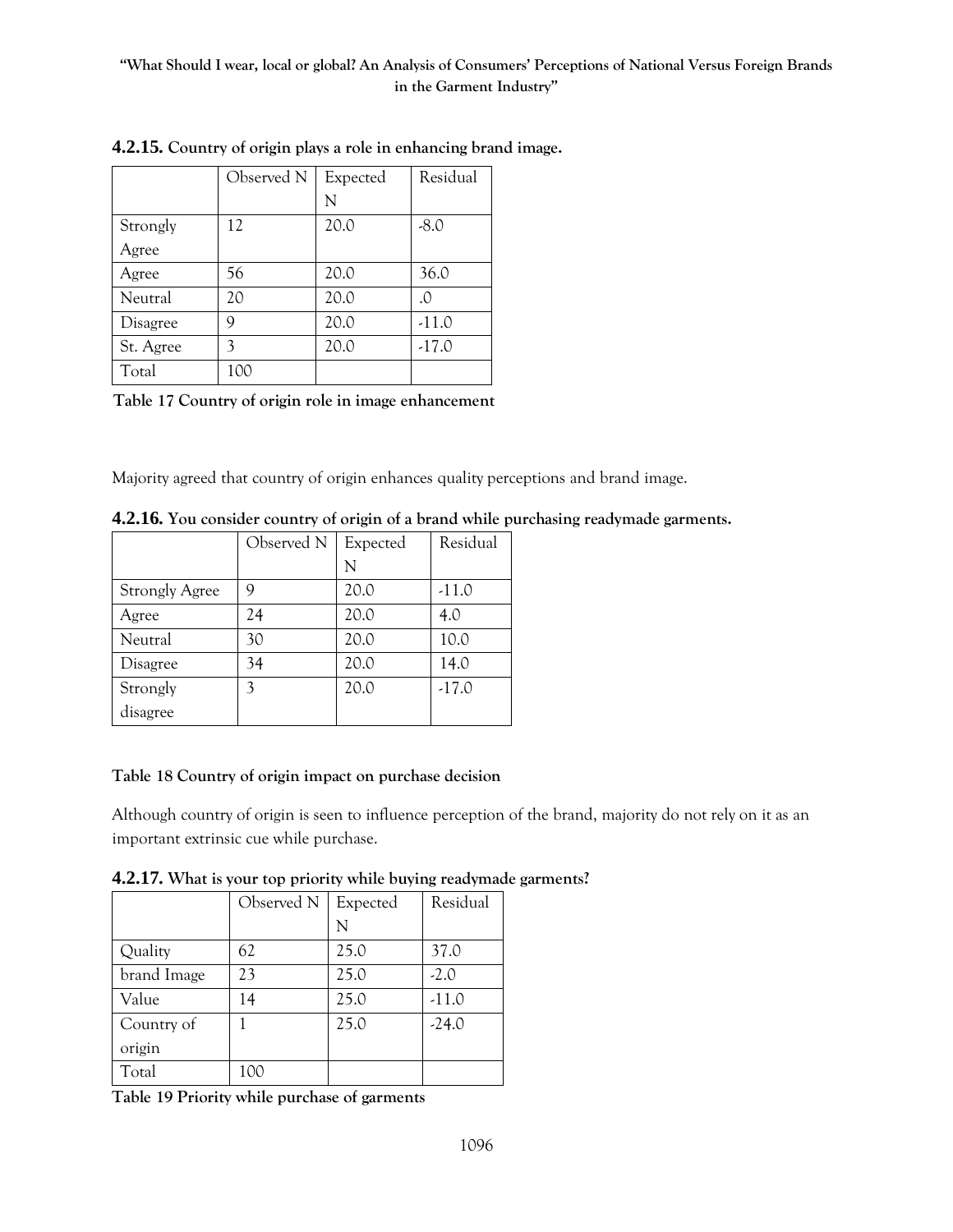**4.2.15.** **Country of origin plays a role in enhancing brand image.**

| | Observed N | Expected N | Residual |
|---|---|---|---|
| Strongly Agree | 12 | 20.0 | -8.0 |
| Agree | 56 | 20.0 | 36.0 |
| Neutral | 20 | 20.0 | .0 |
| Disagree | 9 | 20.0 | -11.0 |
| St. Agree | 3 | 20.0 | -17.0 |
| Total | 100 | | |

**Table 17 Country of origin role in image enhancement**

Majority agreed that country of origin enhances quality perceptions and brand image.

**4.2.16.** **You consider country of origin of a brand while purchasing readymade garments.**

| | Observed N | Expected N | Residual |
|---|---|---|---|
| Strongly Agree | 9 | 20.0 | -11.0 |
| Agree | 24 | 20.0 | 4.0 |
| Neutral | 30 | 20.0 | 10.0 |
| Disagree | 34 | 20.0 | 14.0 |
| Strongly disagree | 3 | 20.0 | -17.0 |

**Table 18 Country of origin impact on purchase decision**

Although country of origin is seen to influence perception of the brand, majority do not rely on it as an important extrinsic cue while purchase.

**4.2.17.** **What is your top priority while buying readymade garments?**

| | Observed N | Expected N | Residual |
|---|---|---|---|
| Quality | 62 | 25.0 | 37.0 |
| brand Image | 23 | 25.0 | -2.0 |
| Value | 14 | 25.0 | -11.0 |
| Country of origin | 1 | 25.0 | -24.0 |
| Total | 100 | | |

**Table 19 Priority while purchase of garments**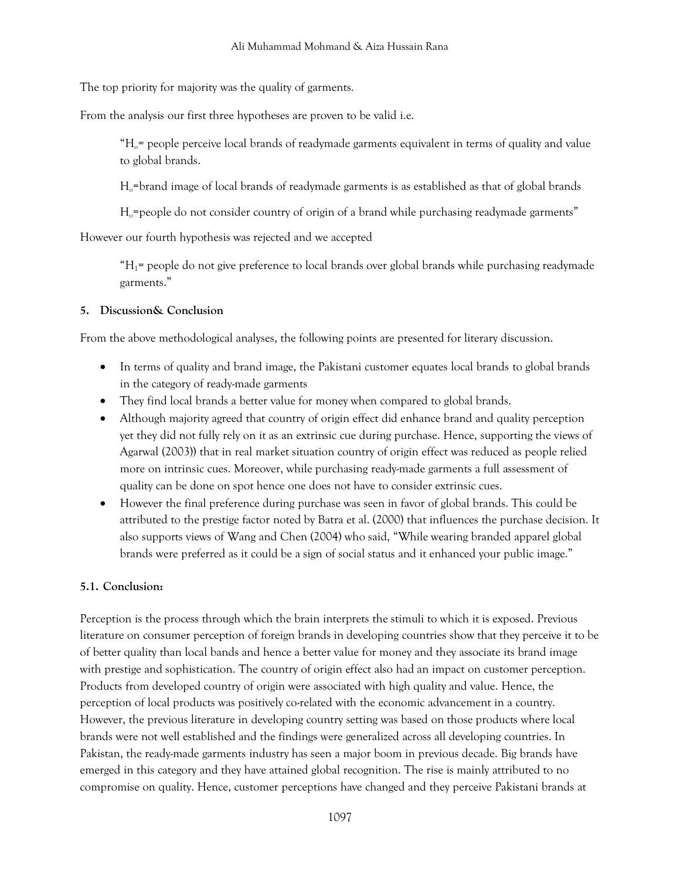The top priority for majority was the quality of garments.

From the analysis our first three hypotheses are proven to be valid i.e.

> "$H_o$= people perceive local brands of readymade garments equivalent in terms of quality and value to global brands.
>
> $H_o$=brand image of local brands of readymade garments is as established as that of global brands
>
> $H_o$=people do not consider country of origin of a brand while purchasing readymade garments"

However our fourth hypothesis was rejected and we accepted

> "$H_1$= people do not give preference to local brands over global brands while purchasing readymade garments."

### 5. Discussion& Conclusion

From the above methodological analyses, the following points are presented for literary discussion.

- In terms of quality and brand image, the Pakistani customer equates local brands to global brands in the category of ready-made garments
- They find local brands a better value for money when compared to global brands.
- Although majority agreed that country of origin effect did enhance brand and quality perception yet they did not fully rely on it as an extrinsic cue during purchase. Hence, supporting the views of Agarwal (2003)) that in real market situation country of origin effect was reduced as people relied more on intrinsic cues. Moreover, while purchasing ready-made garments a full assessment of quality can be done on spot hence one does not have to consider extrinsic cues.
- However the final preference during purchase was seen in favor of global brands. This could be attributed to the prestige factor noted by Batra et al. (2000) that influences the purchase decision. It also supports views of Wang and Chen (2004) who said, "While wearing branded apparel global brands were preferred as it could be a sign of social status and it enhanced your public image."

#### 5.1. Conclusion:

Perception is the process through which the brain interprets the stimuli to which it is exposed. Previous literature on consumer perception of foreign brands in developing countries show that they perceive it to be of better quality than local bands and hence a better value for money and they associate its brand image with prestige and sophistication. The country of origin effect also had an impact on customer perception. Products from developed country of origin were associated with high quality and value. Hence, the perception of local products was positively co-related with the economic advancement in a country. However, the previous literature in developing country setting was based on those products where local brands were not well established and the findings were generalized across all developing countries. In Pakistan, the ready-made garments industry has seen a major boom in previous decade. Big brands have emerged in this category and they have attained global recognition. The rise is mainly attributed to no compromise on quality. Hence, customer perceptions have changed and they perceive Pakistani brands at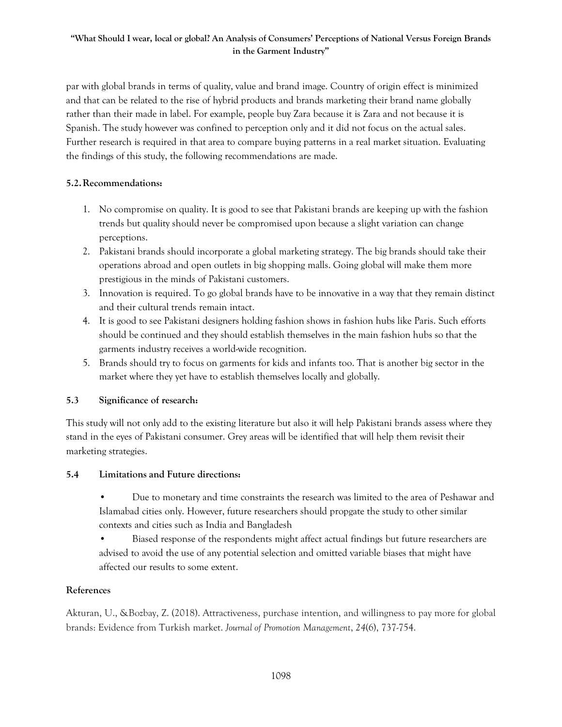par with global brands in terms of quality, value and brand image. Country of origin effect is minimized and that can be related to the rise of hybrid products and brands marketing their brand name globally rather than their made in label. For example, people buy Zara because it is Zara and not because it is Spanish. The study however was confined to perception only and it did not focus on the actual sales. Further research is required in that area to compare buying patterns in a real market situation. Evaluating the findings of this study, the following recommendations are made.

### 5.2. Recommendations:

1. No compromise on quality. It is good to see that Pakistani brands are keeping up with the fashion trends but quality should never be compromised upon because a slight variation can change perceptions.
2. Pakistani brands should incorporate a global marketing strategy. The big brands should take their operations abroad and open outlets in big shopping malls. Going global will make them more prestigious in the minds of Pakistani customers.
3. Innovation is required. To go global brands have to be innovative in a way that they remain distinct and their cultural trends remain intact.
4. It is good to see Pakistani designers holding fashion shows in fashion hubs like Paris. Such efforts should be continued and they should establish themselves in the main fashion hubs so that the garments industry receives a world-wide recognition.
5. Brands should try to focus on garments for kids and infants too. That is another big sector in the market where they yet have to establish themselves locally and globally.

### 5.3 Significance of research:

This study will not only add to the existing literature but also it will help Pakistani brands assess where they stand in the eyes of Pakistani consumer. Grey areas will be identified that will help them revisit their marketing strategies.

### 5.4 Limitations and Future directions:

- Due to monetary and time constraints the research was limited to the area of Peshawar and Islamabad cities only. However, future researchers should propgate the study to other similar contexts and cities such as India and Bangladesh
- Biased response of the respondents might affect actual findings but future researchers are advised to avoid the use of any potential selection and omitted variable biases that might have affected our results to some extent.

## References

Akturan, U., &Bozbay, Z. (2018). Attractiveness, purchase intention, and willingness to pay more for global brands: Evidence from Turkish market. *Journal of Promotion Management*, *24*(6), 737-754.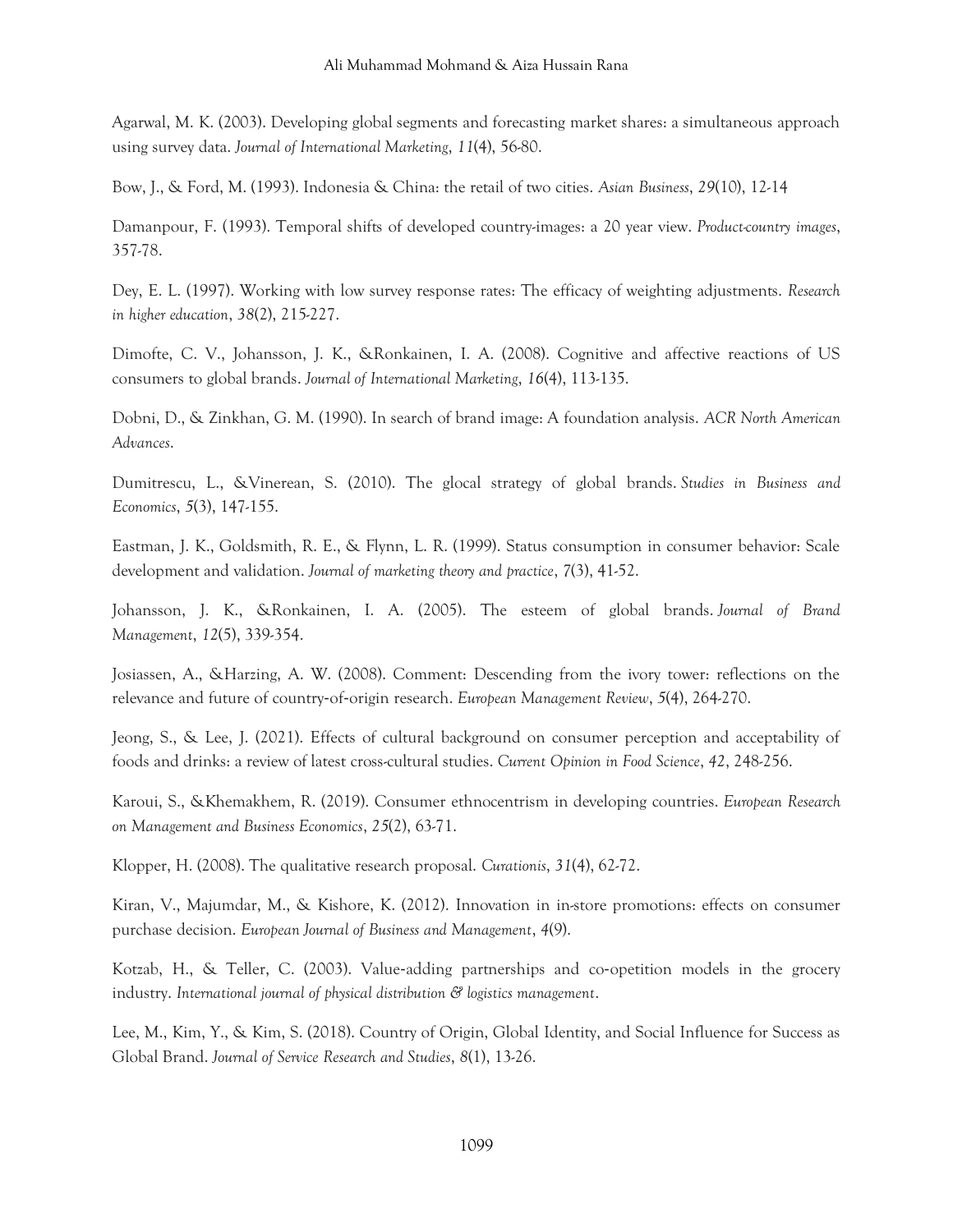Agarwal, M. K. (2003). Developing global segments and forecasting market shares: a simultaneous approach using survey data. *Journal of International Marketing*, *11*(4), 56-80.

Bow, J., & Ford, M. (1993). Indonesia & China: the retail of two cities. *Asian Business*, *29*(10), 12-14

Damanpour, F. (1993). Temporal shifts of developed country-images: a 20 year view. *Product-country images*, 357-78.

Dey, E. L. (1997). Working with low survey response rates: The efficacy of weighting adjustments. *Research in higher education*, *38*(2), 215-227.

Dimofte, C. V., Johansson, J. K., &Ronkainen, I. A. (2008). Cognitive and affective reactions of US consumers to global brands. *Journal of International Marketing*, *16*(4), 113-135.

Dobni, D., & Zinkhan, G. M. (1990). In search of brand image: A foundation analysis. *ACR North American Advances*.

Dumitrescu, L., &Vinerean, S. (2010). The glocal strategy of global brands. *Studies in Business and Economics*, *5*(3), 147-155.

Eastman, J. K., Goldsmith, R. E., & Flynn, L. R. (1999). Status consumption in consumer behavior: Scale development and validation. *Journal of marketing theory and practice*, *7*(3), 41-52.

Johansson, J. K., &Ronkainen, I. A. (2005). The esteem of global brands. *Journal of Brand Management*, *12*(5), 339-354.

Josiassen, A., &Harzing, A. W. (2008). Comment: Descending from the ivory tower: reflections on the relevance and future of country-of-origin research. *European Management Review*, *5*(4), 264-270.

Jeong, S., & Lee, J. (2021). Effects of cultural background on consumer perception and acceptability of foods and drinks: a review of latest cross-cultural studies. *Current Opinion in Food Science*, *42*, 248-256.

Karoui, S., &Khemakhem, R. (2019). Consumer ethnocentrism in developing countries. *European Research on Management and Business Economics*, *25*(2), 63-71.

Klopper, H. (2008). The qualitative research proposal. *Curationis*, *31*(4), 62-72.

Kiran, V., Majumdar, M., & Kishore, K. (2012). Innovation in in-store promotions: effects on consumer purchase decision. *European Journal of Business and Management*, *4*(9).

Kotzab, H., & Teller, C. (2003). Value-adding partnerships and co-opetition models in the grocery industry. *International journal of physical distribution & logistics management*.

Lee, M., Kim, Y., & Kim, S. (2018). Country of Origin, Global Identity, and Social Influence for Success as Global Brand. *Journal of Service Research and Studies*, *8*(1), 13-26.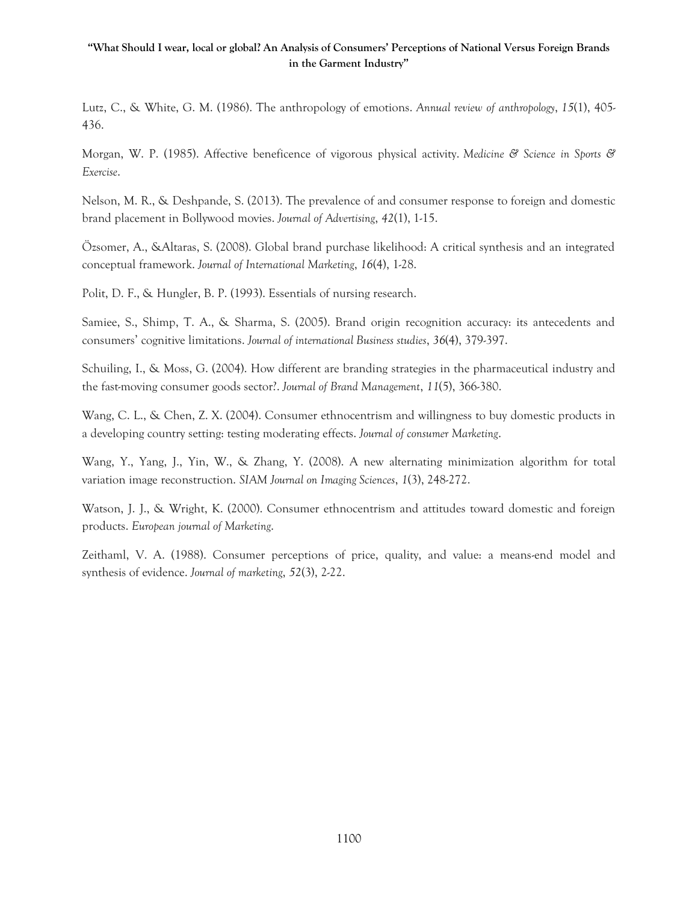Lutz, C., & White, G. M. (1986). The anthropology of emotions. *Annual review of anthropology*, *15*(1), 405-436.

Morgan, W. P. (1985). Affective beneficence of vigorous physical activity. *Medicine & Science in Sports & Exercise*.

Nelson, M. R., & Deshpande, S. (2013). The prevalence of and consumer response to foreign and domestic brand placement in Bollywood movies. *Journal of Advertising*, *42*(1), 1-15.

Özsomer, A., &Altaras, S. (2008). Global brand purchase likelihood: A critical synthesis and an integrated conceptual framework. *Journal of International Marketing*, *16*(4), 1-28.

Polit, D. F., & Hungler, B. P. (1993). Essentials of nursing research.

Samiee, S., Shimp, T. A., & Sharma, S. (2005). Brand origin recognition accuracy: its antecedents and consumers' cognitive limitations. *Journal of international Business studies*, *36*(4), 379-397.

Schuiling, I., & Moss, G. (2004). How different are branding strategies in the pharmaceutical industry and the fast-moving consumer goods sector?. *Journal of Brand Management*, *11*(5), 366-380.

Wang, C. L., & Chen, Z. X. (2004). Consumer ethnocentrism and willingness to buy domestic products in a developing country setting: testing moderating effects. *Journal of consumer Marketing*.

Wang, Y., Yang, J., Yin, W., & Zhang, Y. (2008). A new alternating minimization algorithm for total variation image reconstruction. *SIAM Journal on Imaging Sciences*, *1*(3), 248-272.

Watson, J. J., & Wright, K. (2000). Consumer ethnocentrism and attitudes toward domestic and foreign products. *European journal of Marketing*.

Zeithaml, V. A. (1988). Consumer perceptions of price, quality, and value: a means-end model and synthesis of evidence. *Journal of marketing*, *52*(3), 2-22.